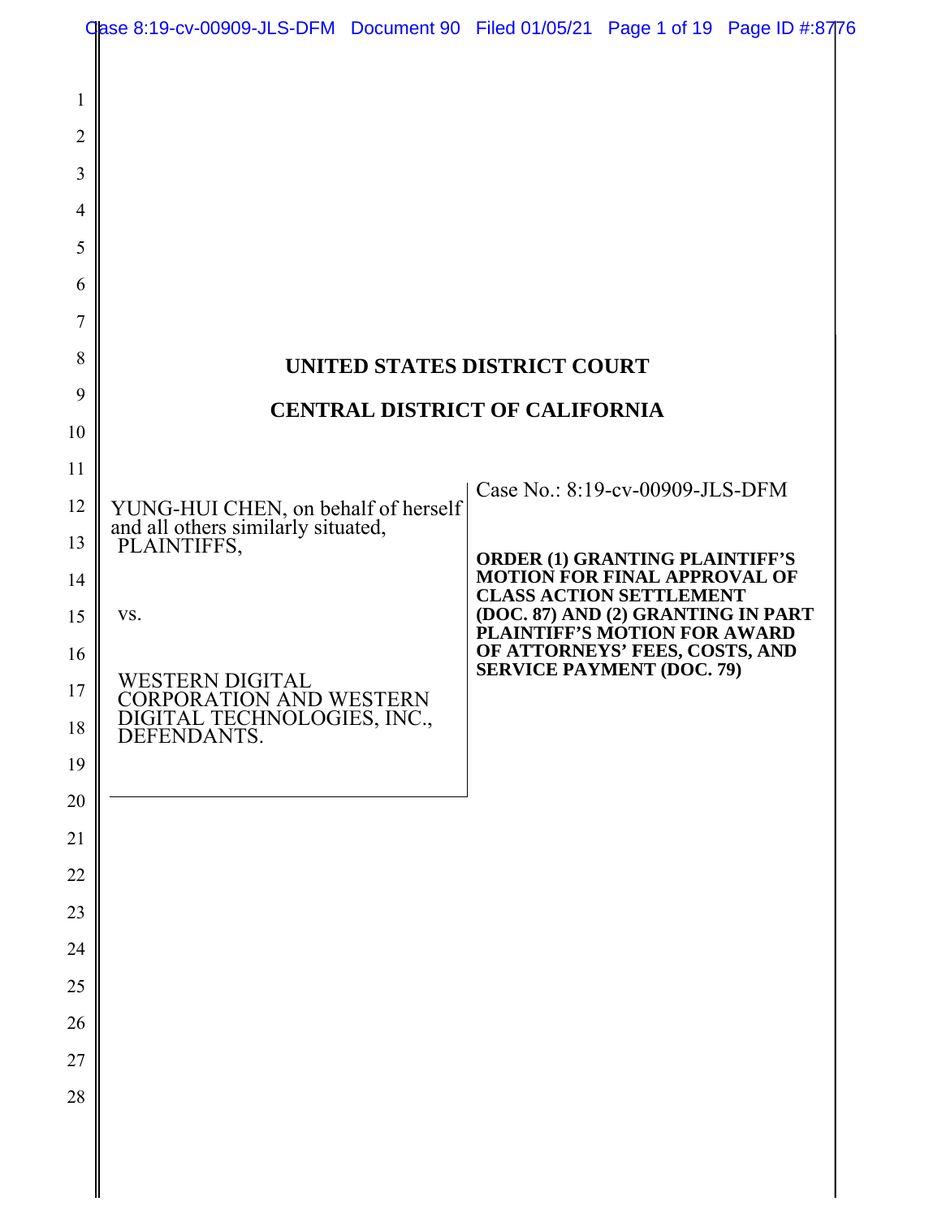# UNITED STATES DISTRICT COURT

# CENTRAL DISTRICT OF CALIFORNIA

YUNG-HUI CHEN, on behalf of herself and all others similarly situated,
PLAINTIFFS,

vs.

WESTERN DIGITAL CORPORATION AND WESTERN DIGITAL TECHNOLOGIES, INC.,
DEFENDANTS.

Case No.: 8:19-cv-00909-JLS-DFM

**ORDER (1) GRANTING PLAINTIFF'S MOTION FOR FINAL APPROVAL OF CLASS ACTION SETTLEMENT (DOC. 87) AND (2) GRANTING IN PART PLAINTIFF'S MOTION FOR AWARD OF ATTORNEYS' FEES, COSTS, AND SERVICE PAYMENT (DOC. 79)**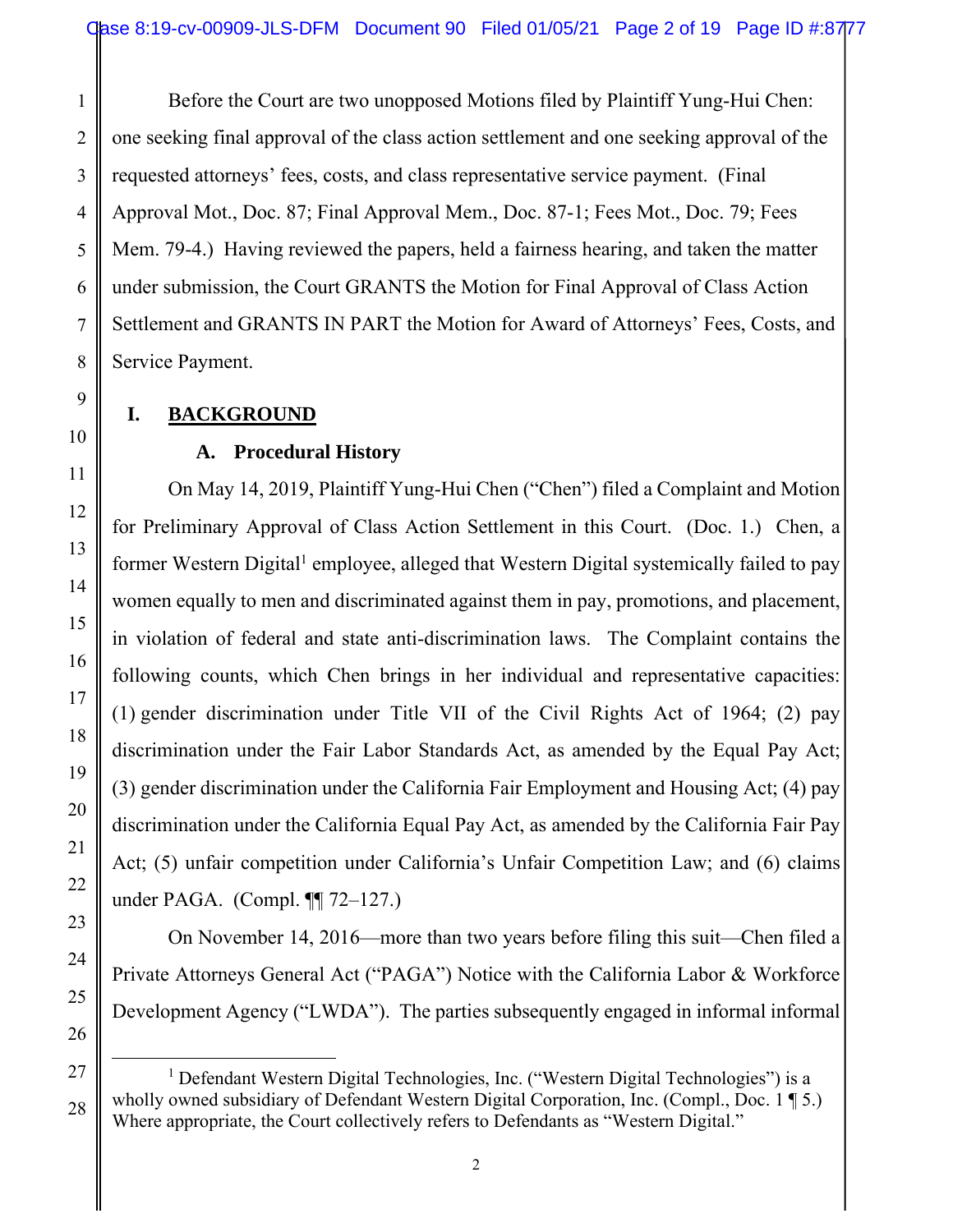Before the Court are two unopposed Motions filed by Plaintiff Yung-Hui Chen: one seeking final approval of the class action settlement and one seeking approval of the requested attorneys' fees, costs, and class representative service payment. (Final Approval Mot., Doc. 87; Final Approval Mem., Doc. 87-1; Fees Mot., Doc. 79; Fees Mem. 79-4.) Having reviewed the papers, held a fairness hearing, and taken the matter under submission, the Court GRANTS the Motion for Final Approval of Class Action Settlement and GRANTS IN PART the Motion for Award of Attorneys' Fees, Costs, and Service Payment.

## I. BACKGROUND

### A. Procedural History

On May 14, 2019, Plaintiff Yung-Hui Chen ("Chen") filed a Complaint and Motion for Preliminary Approval of Class Action Settlement in this Court. (Doc. 1.) Chen, a former Western Digital[1] employee, alleged that Western Digital systemically failed to pay women equally to men and discriminated against them in pay, promotions, and placement, in violation of federal and state anti-discrimination laws. The Complaint contains the following counts, which Chen brings in her individual and representative capacities: (1) gender discrimination under Title VII of the Civil Rights Act of 1964; (2) pay discrimination under the Fair Labor Standards Act, as amended by the Equal Pay Act; (3) gender discrimination under the California Fair Employment and Housing Act; (4) pay discrimination under the California Equal Pay Act, as amended by the California Fair Pay Act; (5) unfair competition under California's Unfair Competition Law; and (6) claims under PAGA. (Compl. ¶¶ 72–127.)

On November 14, 2016—more than two years before filing this suit—Chen filed a Private Attorneys General Act ("PAGA") Notice with the California Labor & Workforce Development Agency ("LWDA"). The parties subsequently engaged in informal informal

[1] Defendant Western Digital Technologies, Inc. ("Western Digital Technologies") is a wholly owned subsidiary of Defendant Western Digital Corporation, Inc. (Compl., Doc. 1 ¶ 5.) Where appropriate, the Court collectively refers to Defendants as "Western Digital."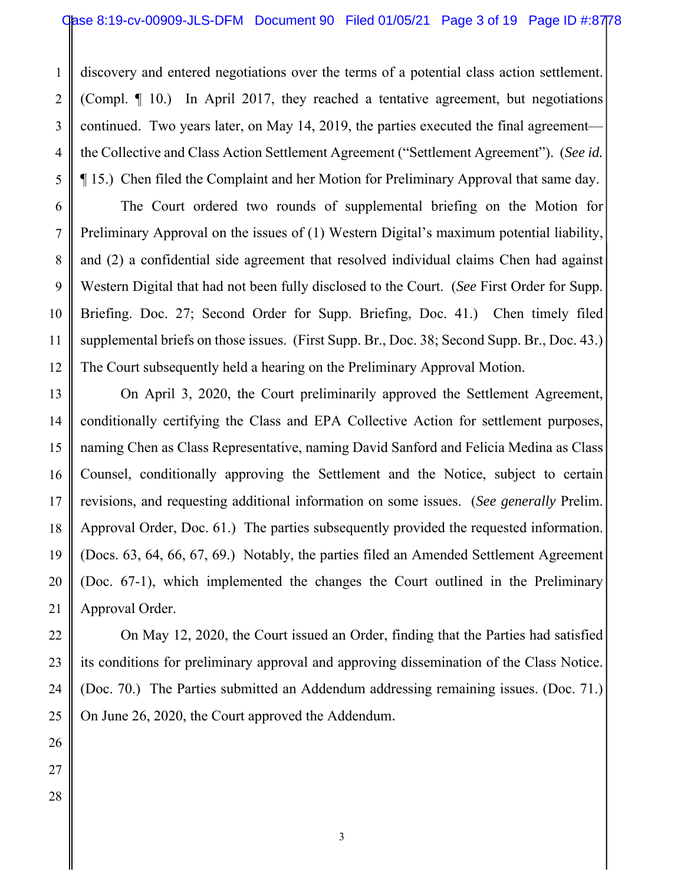discovery and entered negotiations over the terms of a potential class action settlement. (Compl. ¶ 10.) In April 2017, they reached a tentative agreement, but negotiations continued. Two years later, on May 14, 2019, the parties executed the final agreement—the Collective and Class Action Settlement Agreement ("Settlement Agreement"). (*See id.* ¶ 15.) Chen filed the Complaint and her Motion for Preliminary Approval that same day.

The Court ordered two rounds of supplemental briefing on the Motion for Preliminary Approval on the issues of (1) Western Digital's maximum potential liability, and (2) a confidential side agreement that resolved individual claims Chen had against Western Digital that had not been fully disclosed to the Court. (*See* First Order for Supp. Briefing. Doc. 27; Second Order for Supp. Briefing, Doc. 41.) Chen timely filed supplemental briefs on those issues. (First Supp. Br., Doc. 38; Second Supp. Br., Doc. 43.) The Court subsequently held a hearing on the Preliminary Approval Motion.

On April 3, 2020, the Court preliminarily approved the Settlement Agreement, conditionally certifying the Class and EPA Collective Action for settlement purposes, naming Chen as Class Representative, naming David Sanford and Felicia Medina as Class Counsel, conditionally approving the Settlement and the Notice, subject to certain revisions, and requesting additional information on some issues. (*See generally* Prelim. Approval Order, Doc. 61.) The parties subsequently provided the requested information. (Docs. 63, 64, 66, 67, 69.) Notably, the parties filed an Amended Settlement Agreement (Doc. 67-1), which implemented the changes the Court outlined in the Preliminary Approval Order.

On May 12, 2020, the Court issued an Order, finding that the Parties had satisfied its conditions for preliminary approval and approving dissemination of the Class Notice. (Doc. 70.) The Parties submitted an Addendum addressing remaining issues. (Doc. 71.) On June 26, 2020, the Court approved the Addendum.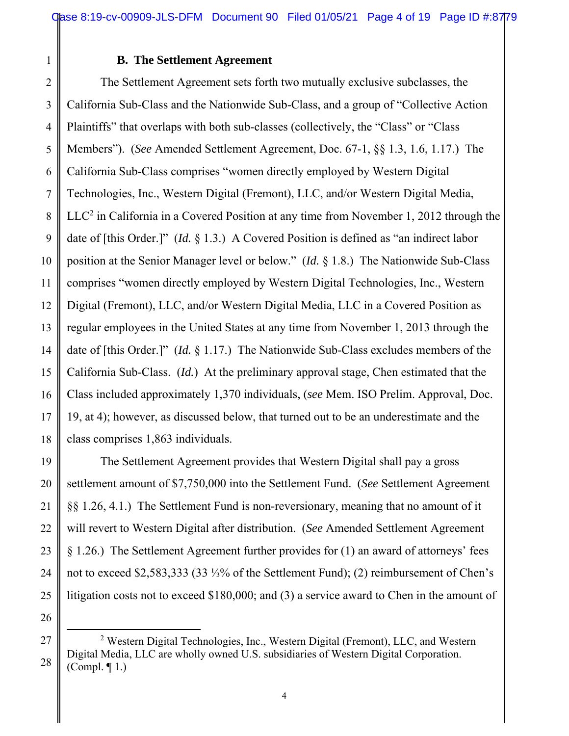### B. The Settlement Agreement

The Settlement Agreement sets forth two mutually exclusive subclasses, the California Sub-Class and the Nationwide Sub-Class, and a group of "Collective Action Plaintiffs" that overlaps with both sub-classes (collectively, the "Class" or "Class Members"). (*See* Amended Settlement Agreement, Doc. 67-1, §§ 1.3, 1.6, 1.17.) The California Sub-Class comprises "women directly employed by Western Digital Technologies, Inc., Western Digital (Fremont), LLC, and/or Western Digital Media, LLC[2] in California in a Covered Position at any time from November 1, 2012 through the date of [this Order.]" (*Id.* § 1.3.) A Covered Position is defined as "an indirect labor position at the Senior Manager level or below." (*Id.* § 1.8.) The Nationwide Sub-Class comprises "women directly employed by Western Digital Technologies, Inc., Western Digital (Fremont), LLC, and/or Western Digital Media, LLC in a Covered Position as regular employees in the United States at any time from November 1, 2013 through the date of [this Order.]" (*Id.* § 1.17.) The Nationwide Sub-Class excludes members of the California Sub-Class. (*Id.*) At the preliminary approval stage, Chen estimated that the Class included approximately 1,370 individuals, (*see* Mem. ISO Prelim. Approval, Doc. 19, at 4); however, as discussed below, that turned out to be an underestimate and the class comprises 1,863 individuals.

The Settlement Agreement provides that Western Digital shall pay a gross settlement amount of $7,750,000 into the Settlement Fund. (*See* Settlement Agreement §§ 1.26, 4.1.) The Settlement Fund is non-reversionary, meaning that no amount of it will revert to Western Digital after distribution. (*See* Amended Settlement Agreement § 1.26.) The Settlement Agreement further provides for (1) an award of attorneys' fees not to exceed $2,583,333 (33 ⅓% of the Settlement Fund); (2) reimbursement of Chen's litigation costs not to exceed $180,000; and (3) a service award to Chen in the amount of

---

[2] Western Digital Technologies, Inc., Western Digital (Fremont), LLC, and Western Digital Media, LLC are wholly owned U.S. subsidiaries of Western Digital Corporation. (Compl. ¶ 1.)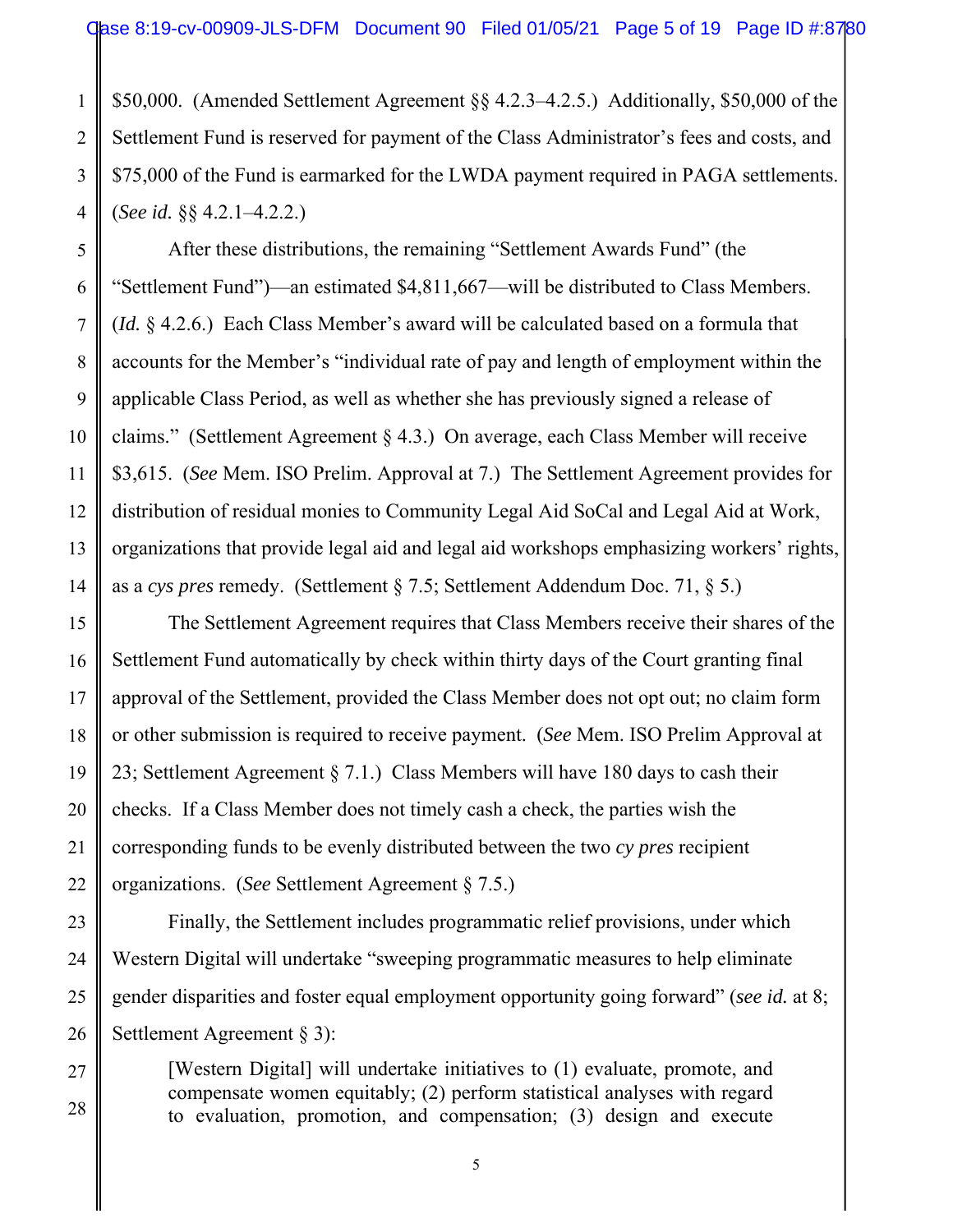$50,000. (Amended Settlement Agreement §§ 4.2.3–4.2.5.) Additionally, $50,000 of the Settlement Fund is reserved for payment of the Class Administrator's fees and costs, and $75,000 of the Fund is earmarked for the LWDA payment required in PAGA settlements. (*See id.* §§ 4.2.1–4.2.2.)

After these distributions, the remaining "Settlement Awards Fund" (the "Settlement Fund")—an estimated $4,811,667—will be distributed to Class Members. (*Id.* § 4.2.6.) Each Class Member's award will be calculated based on a formula that accounts for the Member's "individual rate of pay and length of employment within the applicable Class Period, as well as whether she has previously signed a release of claims." (Settlement Agreement § 4.3.) On average, each Class Member will receive $3,615. (*See* Mem. ISO Prelim. Approval at 7.) The Settlement Agreement provides for distribution of residual monies to Community Legal Aid SoCal and Legal Aid at Work, organizations that provide legal aid and legal aid workshops emphasizing workers' rights, as a *cys pres* remedy. (Settlement § 7.5; Settlement Addendum Doc. 71, § 5.)

The Settlement Agreement requires that Class Members receive their shares of the Settlement Fund automatically by check within thirty days of the Court granting final approval of the Settlement, provided the Class Member does not opt out; no claim form or other submission is required to receive payment. (*See* Mem. ISO Prelim Approval at 23; Settlement Agreement § 7.1.) Class Members will have 180 days to cash their checks. If a Class Member does not timely cash a check, the parties wish the corresponding funds to be evenly distributed between the two *cy pres* recipient organizations. (*See* Settlement Agreement § 7.5.)

Finally, the Settlement includes programmatic relief provisions, under which Western Digital will undertake "sweeping programmatic measures to help eliminate gender disparities and foster equal employment opportunity going forward" (*see id.* at 8; Settlement Agreement § 3):

> [Western Digital] will undertake initiatives to (1) evaluate, promote, and compensate women equitably; (2) perform statistical analyses with regard to evaluation, promotion, and compensation; (3) design and execute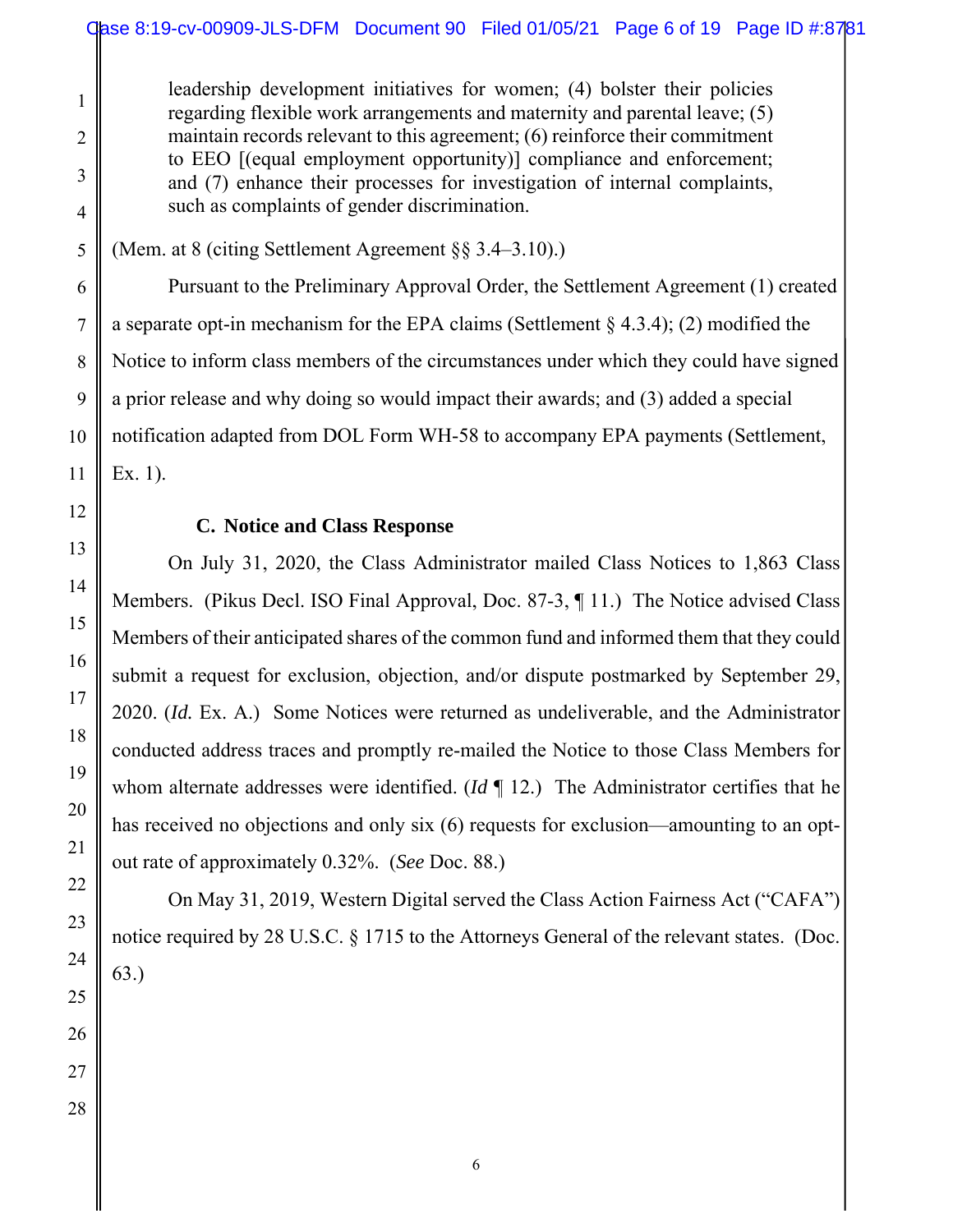> leadership development initiatives for women; (4) bolster their policies regarding flexible work arrangements and maternity and parental leave; (5) maintain records relevant to this agreement; (6) reinforce their commitment to EEO [(equal employment opportunity)] compliance and enforcement; and (7) enhance their processes for investigation of internal complaints, such as complaints of gender discrimination.

(Mem. at 8 (citing Settlement Agreement §§ 3.4–3.10).)

Pursuant to the Preliminary Approval Order, the Settlement Agreement (1) created a separate opt-in mechanism for the EPA claims (Settlement § 4.3.4); (2) modified the Notice to inform class members of the circumstances under which they could have signed a prior release and why doing so would impact their awards; and (3) added a special notification adapted from DOL Form WH-58 to accompany EPA payments (Settlement, Ex. 1).

### C. Notice and Class Response

On July 31, 2020, the Class Administrator mailed Class Notices to 1,863 Class Members. (Pikus Decl. ISO Final Approval, Doc. 87-3, ¶ 11.) The Notice advised Class Members of their anticipated shares of the common fund and informed them that they could submit a request for exclusion, objection, and/or dispute postmarked by September 29, 2020. (*Id.* Ex. A.) Some Notices were returned as undeliverable, and the Administrator conducted address traces and promptly re-mailed the Notice to those Class Members for whom alternate addresses were identified. (*Id* ¶ 12.) The Administrator certifies that he has received no objections and only six (6) requests for exclusion—amounting to an opt-out rate of approximately 0.32%. (*See* Doc. 88.)

On May 31, 2019, Western Digital served the Class Action Fairness Act ("CAFA") notice required by 28 U.S.C. § 1715 to the Attorneys General of the relevant states. (Doc. 63.)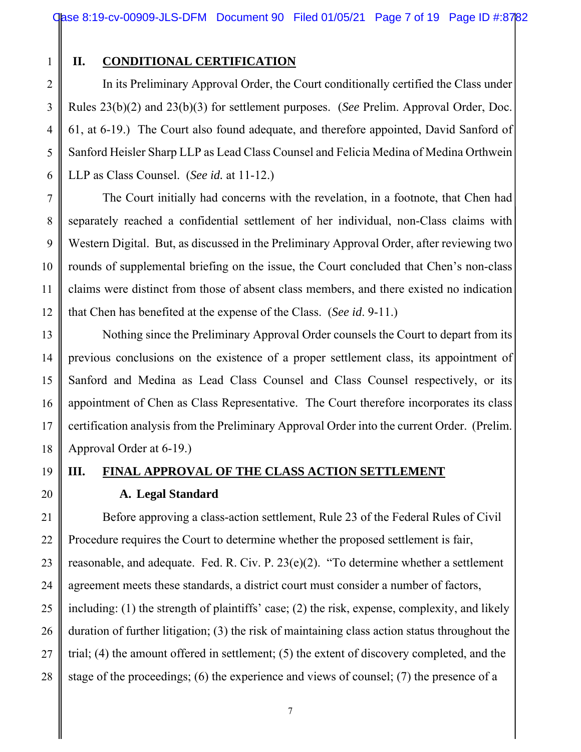## II. CONDITIONAL CERTIFICATION

In its Preliminary Approval Order, the Court conditionally certified the Class under Rules 23(b)(2) and 23(b)(3) for settlement purposes. (*See* Prelim. Approval Order, Doc. 61, at 6-19.) The Court also found adequate, and therefore appointed, David Sanford of Sanford Heisler Sharp LLP as Lead Class Counsel and Felicia Medina of Medina Orthwein LLP as Class Counsel. (*See id.* at 11-12.)

The Court initially had concerns with the revelation, in a footnote, that Chen had separately reached a confidential settlement of her individual, non-Class claims with Western Digital. But, as discussed in the Preliminary Approval Order, after reviewing two rounds of supplemental briefing on the issue, the Court concluded that Chen's non-class claims were distinct from those of absent class members, and there existed no indication that Chen has benefited at the expense of the Class. (*See id*. 9-11.)

Nothing since the Preliminary Approval Order counsels the Court to depart from its previous conclusions on the existence of a proper settlement class, its appointment of Sanford and Medina as Lead Class Counsel and Class Counsel respectively, or its appointment of Chen as Class Representative. The Court therefore incorporates its class certification analysis from the Preliminary Approval Order into the current Order. (Prelim. Approval Order at 6-19.)

## III. FINAL APPROVAL OF THE CLASS ACTION SETTLEMENT

### A. Legal Standard

Before approving a class-action settlement, Rule 23 of the Federal Rules of Civil Procedure requires the Court to determine whether the proposed settlement is fair, reasonable, and adequate. Fed. R. Civ. P. 23(e)(2). "To determine whether a settlement agreement meets these standards, a district court must consider a number of factors, including: (1) the strength of plaintiffs' case; (2) the risk, expense, complexity, and likely duration of further litigation; (3) the risk of maintaining class action status throughout the trial; (4) the amount offered in settlement; (5) the extent of discovery completed, and the stage of the proceedings; (6) the experience and views of counsel; (7) the presence of a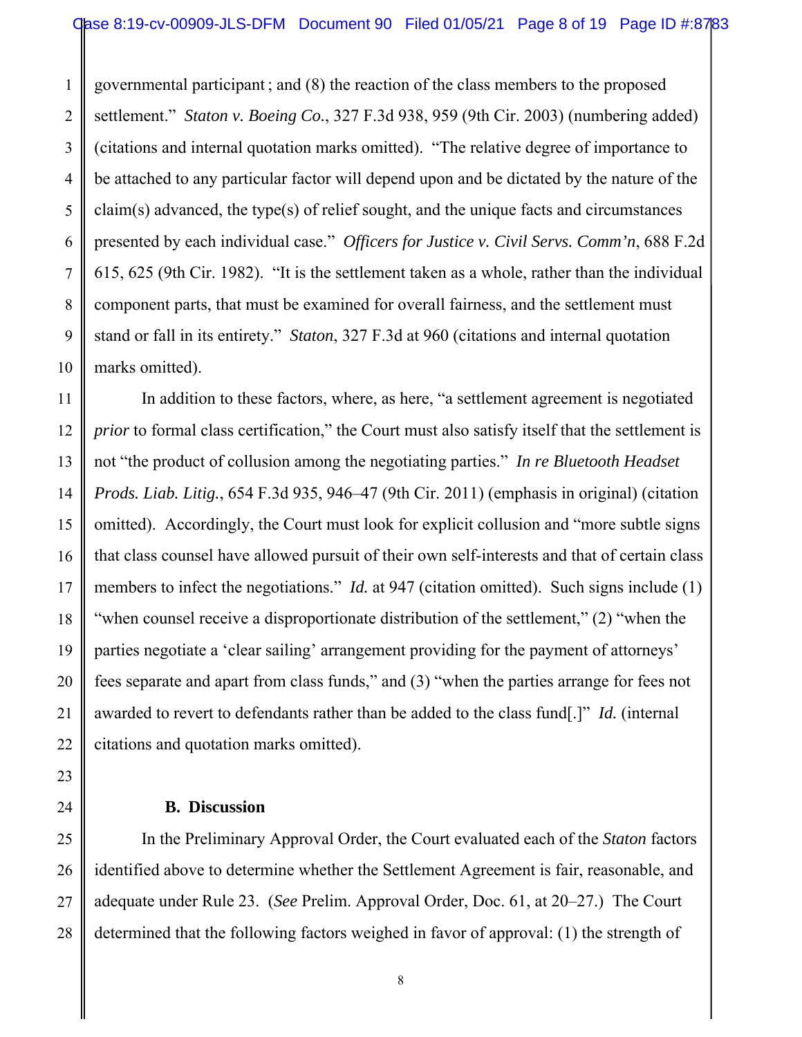governmental participant; and (8) the reaction of the class members to the proposed settlement." *Staton v. Boeing Co.*, 327 F.3d 938, 959 (9th Cir. 2003) (numbering added) (citations and internal quotation marks omitted). "The relative degree of importance to be attached to any particular factor will depend upon and be dictated by the nature of the claim(s) advanced, the type(s) of relief sought, and the unique facts and circumstances presented by each individual case." *Officers for Justice v. Civil Servs. Comm'n*, 688 F.2d 615, 625 (9th Cir. 1982). "It is the settlement taken as a whole, rather than the individual component parts, that must be examined for overall fairness, and the settlement must stand or fall in its entirety." *Staton*, 327 F.3d at 960 (citations and internal quotation marks omitted).

In addition to these factors, where, as here, "a settlement agreement is negotiated *prior* to formal class certification," the Court must also satisfy itself that the settlement is not "the product of collusion among the negotiating parties." *In re Bluetooth Headset Prods. Liab. Litig.*, 654 F.3d 935, 946–47 (9th Cir. 2011) (emphasis in original) (citation omitted). Accordingly, the Court must look for explicit collusion and "more subtle signs that class counsel have allowed pursuit of their own self-interests and that of certain class members to infect the negotiations." *Id.* at 947 (citation omitted). Such signs include (1) "when counsel receive a disproportionate distribution of the settlement," (2) "when the parties negotiate a 'clear sailing' arrangement providing for the payment of attorneys' fees separate and apart from class funds," and (3) "when the parties arrange for fees not awarded to revert to defendants rather than be added to the class fund[.]" *Id.* (internal citations and quotation marks omitted).

### B. Discussion

In the Preliminary Approval Order, the Court evaluated each of the *Staton* factors identified above to determine whether the Settlement Agreement is fair, reasonable, and adequate under Rule 23. (*See* Prelim. Approval Order, Doc. 61, at 20–27.) The Court determined that the following factors weighed in favor of approval: (1) the strength of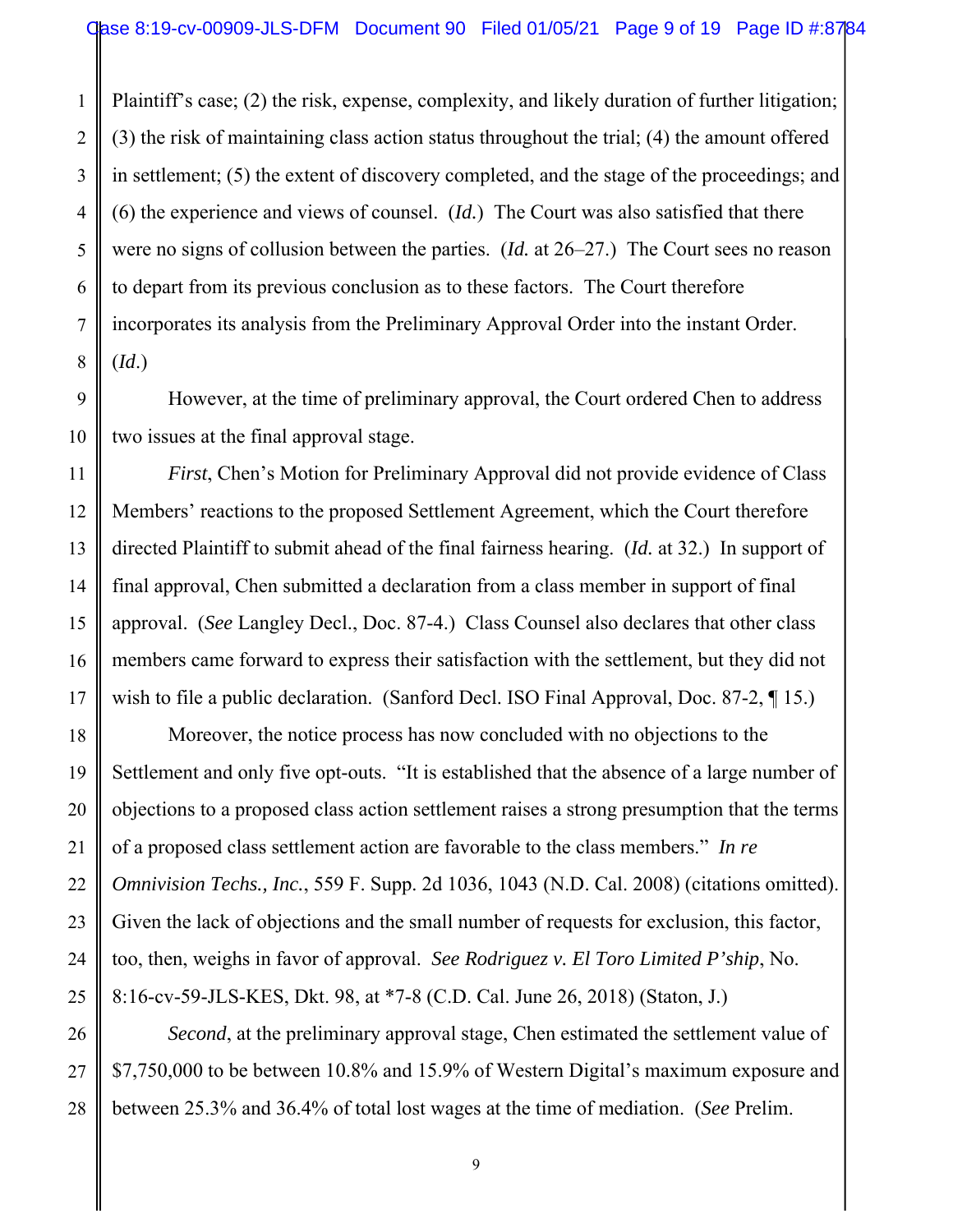Plaintiff's case; (2) the risk, expense, complexity, and likely duration of further litigation; (3) the risk of maintaining class action status throughout the trial; (4) the amount offered in settlement; (5) the extent of discovery completed, and the stage of the proceedings; and (6) the experience and views of counsel. (*Id.*) The Court was also satisfied that there were no signs of collusion between the parties. (*Id.* at 26–27.) The Court sees no reason to depart from its previous conclusion as to these factors. The Court therefore incorporates its analysis from the Preliminary Approval Order into the instant Order. (*Id*.)

However, at the time of preliminary approval, the Court ordered Chen to address two issues at the final approval stage.

*First*, Chen's Motion for Preliminary Approval did not provide evidence of Class Members' reactions to the proposed Settlement Agreement, which the Court therefore directed Plaintiff to submit ahead of the final fairness hearing. (*Id.* at 32.) In support of final approval, Chen submitted a declaration from a class member in support of final approval. (*See* Langley Decl., Doc. 87-4.) Class Counsel also declares that other class members came forward to express their satisfaction with the settlement, but they did not wish to file a public declaration. (Sanford Decl. ISO Final Approval, Doc. 87-2, ¶ 15.)

Moreover, the notice process has now concluded with no objections to the Settlement and only five opt-outs. "It is established that the absence of a large number of objections to a proposed class action settlement raises a strong presumption that the terms of a proposed class settlement action are favorable to the class members." *In re Omnivision Techs., Inc.*, 559 F. Supp. 2d 1036, 1043 (N.D. Cal. 2008) (citations omitted). Given the lack of objections and the small number of requests for exclusion, this factor, too, then, weighs in favor of approval. *See Rodriguez v. El Toro Limited P'ship*, No. 8:16-cv-59-JLS-KES, Dkt. 98, at *7-8 (C.D. Cal. June 26, 2018) (Staton, J.)

*Second*, at the preliminary approval stage, Chen estimated the settlement value of $7,750,000 to be between 10.8% and 15.9% of Western Digital's maximum exposure and between 25.3% and 36.4% of total lost wages at the time of mediation. (*See* Prelim.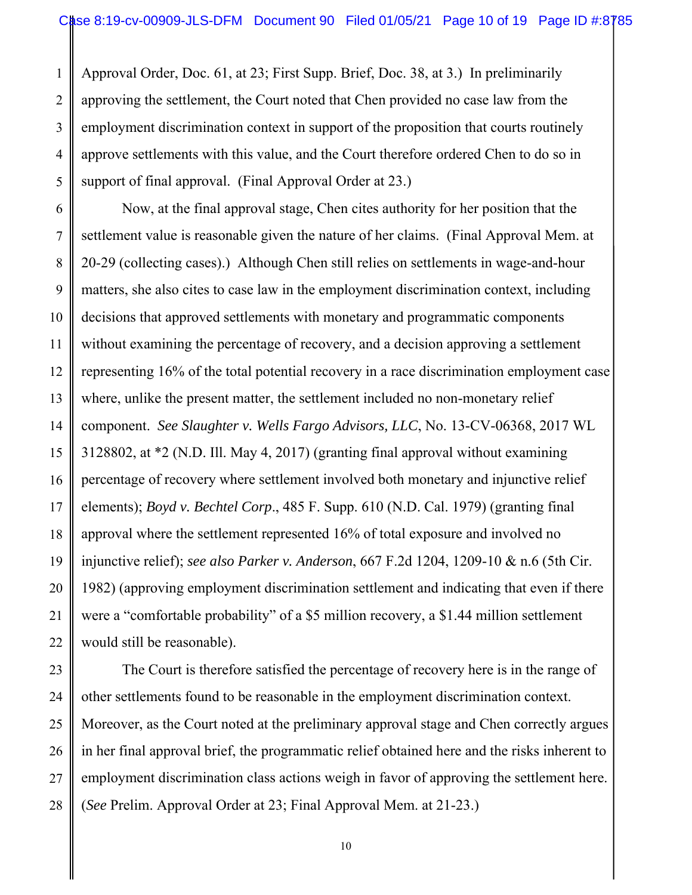Approval Order, Doc. 61, at 23; First Supp. Brief, Doc. 38, at 3.) In preliminarily approving the settlement, the Court noted that Chen provided no case law from the employment discrimination context in support of the proposition that courts routinely approve settlements with this value, and the Court therefore ordered Chen to do so in support of final approval. (Final Approval Order at 23.)

Now, at the final approval stage, Chen cites authority for her position that the settlement value is reasonable given the nature of her claims. (Final Approval Mem. at 20-29 (collecting cases).) Although Chen still relies on settlements in wage-and-hour matters, she also cites to case law in the employment discrimination context, including decisions that approved settlements with monetary and programmatic components without examining the percentage of recovery, and a decision approving a settlement representing 16% of the total potential recovery in a race discrimination employment case where, unlike the present matter, the settlement included no non-monetary relief component. *See Slaughter v. Wells Fargo Advisors, LLC*, No. 13-CV-06368, 2017 WL 3128802, at \*2 (N.D. Ill. May 4, 2017) (granting final approval without examining percentage of recovery where settlement involved both monetary and injunctive relief elements); *Boyd v. Bechtel Corp*., 485 F. Supp. 610 (N.D. Cal. 1979) (granting final approval where the settlement represented 16% of total exposure and involved no injunctive relief); *see also Parker v. Anderson*, 667 F.2d 1204, 1209-10 & n.6 (5th Cir. 1982) (approving employment discrimination settlement and indicating that even if there were a "comfortable probability" of a $5 million recovery, a $1.44 million settlement would still be reasonable).

The Court is therefore satisfied the percentage of recovery here is in the range of other settlements found to be reasonable in the employment discrimination context. Moreover, as the Court noted at the preliminary approval stage and Chen correctly argues in her final approval brief, the programmatic relief obtained here and the risks inherent to employment discrimination class actions weigh in favor of approving the settlement here. (*See* Prelim. Approval Order at 23; Final Approval Mem. at 21-23.)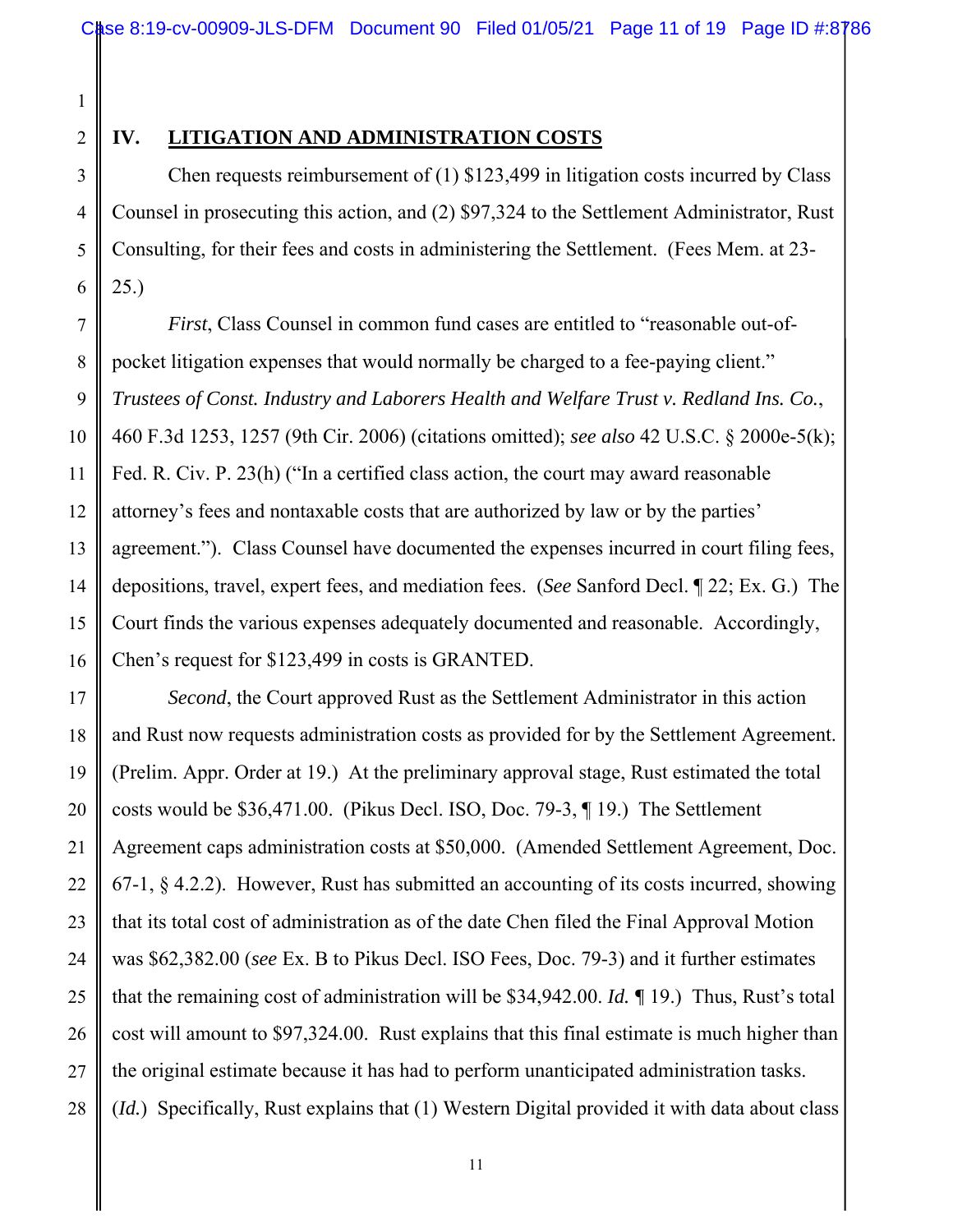## IV. LITIGATION AND ADMINISTRATION COSTS

Chen requests reimbursement of (1) $123,499 in litigation costs incurred by Class Counsel in prosecuting this action, and (2) $97,324 to the Settlement Administrator, Rust Consulting, for their fees and costs in administering the Settlement. (Fees Mem. at 23-25.)

*First*, Class Counsel in common fund cases are entitled to "reasonable out-of-pocket litigation expenses that would normally be charged to a fee-paying client." *Trustees of Const. Industry and Laborers Health and Welfare Trust v. Redland Ins. Co.*, 460 F.3d 1253, 1257 (9th Cir. 2006) (citations omitted); *see also* 42 U.S.C. § 2000e-5(k); Fed. R. Civ. P. 23(h) ("In a certified class action, the court may award reasonable attorney's fees and nontaxable costs that are authorized by law or by the parties' agreement."). Class Counsel have documented the expenses incurred in court filing fees, depositions, travel, expert fees, and mediation fees. (*See* Sanford Decl. ¶ 22; Ex. G.) The Court finds the various expenses adequately documented and reasonable. Accordingly, Chen's request for $123,499 in costs is GRANTED.

*Second*, the Court approved Rust as the Settlement Administrator in this action and Rust now requests administration costs as provided for by the Settlement Agreement. (Prelim. Appr. Order at 19.) At the preliminary approval stage, Rust estimated the total costs would be $36,471.00. (Pikus Decl. ISO, Doc. 79-3, ¶ 19.) The Settlement Agreement caps administration costs at $50,000. (Amended Settlement Agreement, Doc. 67-1, § 4.2.2). However, Rust has submitted an accounting of its costs incurred, showing that its total cost of administration as of the date Chen filed the Final Approval Motion was $62,382.00 (*see* Ex. B to Pikus Decl. ISO Fees, Doc. 79-3) and it further estimates that the remaining cost of administration will be $34,942.00. *Id.* ¶ 19.) Thus, Rust's total cost will amount to $97,324.00. Rust explains that this final estimate is much higher than the original estimate because it has had to perform unanticipated administration tasks. (*Id.*) Specifically, Rust explains that (1) Western Digital provided it with data about class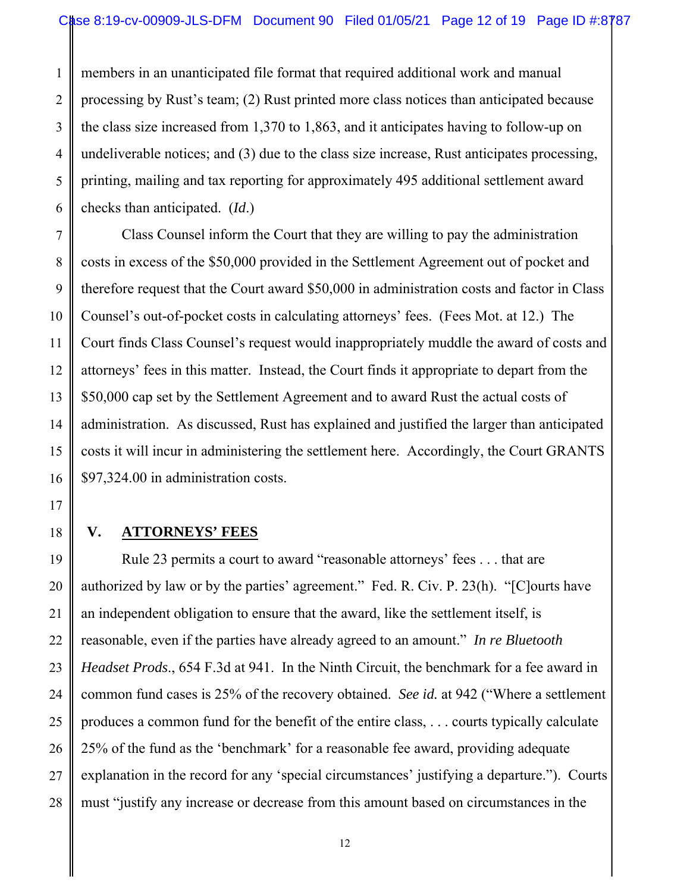members in an unanticipated file format that required additional work and manual processing by Rust's team; (2) Rust printed more class notices than anticipated because the class size increased from 1,370 to 1,863, and it anticipates having to follow-up on undeliverable notices; and (3) due to the class size increase, Rust anticipates processing, printing, mailing and tax reporting for approximately 495 additional settlement award checks than anticipated. (*Id*.)

Class Counsel inform the Court that they are willing to pay the administration costs in excess of the $50,000 provided in the Settlement Agreement out of pocket and therefore request that the Court award $50,000 in administration costs and factor in Class Counsel's out-of-pocket costs in calculating attorneys' fees. (Fees Mot. at 12.) The Court finds Class Counsel's request would inappropriately muddle the award of costs and attorneys' fees in this matter. Instead, the Court finds it appropriate to depart from the $50,000 cap set by the Settlement Agreement and to award Rust the actual costs of administration. As discussed, Rust has explained and justified the larger than anticipated costs it will incur in administering the settlement here. Accordingly, the Court GRANTS $97,324.00 in administration costs.

## V. <u>ATTORNEYS' FEES</u>

Rule 23 permits a court to award "reasonable attorneys' fees . . . that are authorized by law or by the parties' agreement." Fed. R. Civ. P. 23(h). "[C]ourts have an independent obligation to ensure that the award, like the settlement itself, is reasonable, even if the parties have already agreed to an amount." *In re Bluetooth Headset Prods.*, 654 F.3d at 941. In the Ninth Circuit, the benchmark for a fee award in common fund cases is 25% of the recovery obtained. *See id.* at 942 ("Where a settlement produces a common fund for the benefit of the entire class, . . . courts typically calculate 25% of the fund as the 'benchmark' for a reasonable fee award, providing adequate explanation in the record for any 'special circumstances' justifying a departure."). Courts must "justify any increase or decrease from this amount based on circumstances in the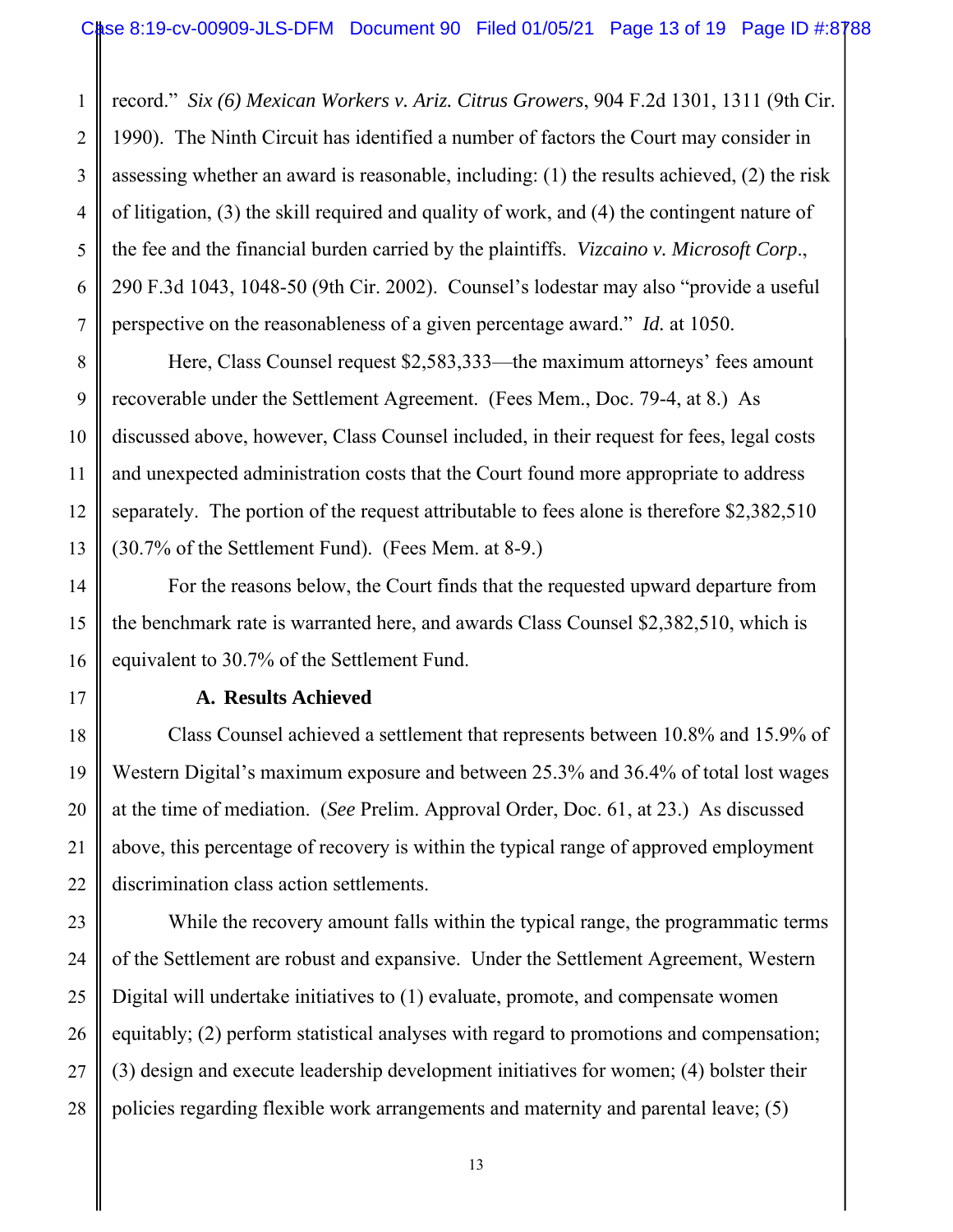record." *Six (6) Mexican Workers v. Ariz. Citrus Growers*, 904 F.2d 1301, 1311 (9th Cir. 1990). The Ninth Circuit has identified a number of factors the Court may consider in assessing whether an award is reasonable, including: (1) the results achieved, (2) the risk of litigation, (3) the skill required and quality of work, and (4) the contingent nature of the fee and the financial burden carried by the plaintiffs. *Vizcaino v. Microsoft Corp*., 290 F.3d 1043, 1048-50 (9th Cir. 2002). Counsel's lodestar may also "provide a useful perspective on the reasonableness of a given percentage award." *Id.* at 1050.

Here, Class Counsel request $2,583,333—the maximum attorneys' fees amount recoverable under the Settlement Agreement. (Fees Mem., Doc. 79-4, at 8.) As discussed above, however, Class Counsel included, in their request for fees, legal costs and unexpected administration costs that the Court found more appropriate to address separately. The portion of the request attributable to fees alone is therefore $2,382,510 (30.7% of the Settlement Fund). (Fees Mem. at 8-9.)

For the reasons below, the Court finds that the requested upward departure from the benchmark rate is warranted here, and awards Class Counsel $2,382,510, which is equivalent to 30.7% of the Settlement Fund.

**A. Results Achieved**

Class Counsel achieved a settlement that represents between 10.8% and 15.9% of Western Digital's maximum exposure and between 25.3% and 36.4% of total lost wages at the time of mediation. (*See* Prelim. Approval Order, Doc. 61, at 23.) As discussed above, this percentage of recovery is within the typical range of approved employment discrimination class action settlements.

While the recovery amount falls within the typical range, the programmatic terms of the Settlement are robust and expansive. Under the Settlement Agreement, Western Digital will undertake initiatives to (1) evaluate, promote, and compensate women equitably; (2) perform statistical analyses with regard to promotions and compensation; (3) design and execute leadership development initiatives for women; (4) bolster their policies regarding flexible work arrangements and maternity and parental leave; (5)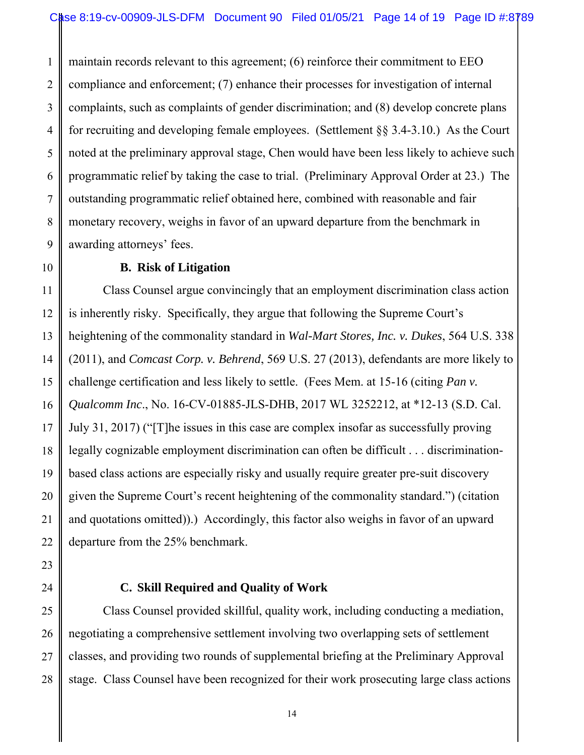maintain records relevant to this agreement; (6) reinforce their commitment to EEO compliance and enforcement; (7) enhance their processes for investigation of internal complaints, such as complaints of gender discrimination; and (8) develop concrete plans for recruiting and developing female employees. (Settlement §§ 3.4-3.10.) As the Court noted at the preliminary approval stage, Chen would have been less likely to achieve such programmatic relief by taking the case to trial. (Preliminary Approval Order at 23.) The outstanding programmatic relief obtained here, combined with reasonable and fair monetary recovery, weighs in favor of an upward departure from the benchmark in awarding attorneys' fees.

**B. Risk of Litigation**

Class Counsel argue convincingly that an employment discrimination class action is inherently risky. Specifically, they argue that following the Supreme Court's heightening of the commonality standard in *Wal-Mart Stores, Inc. v. Dukes*, 564 U.S. 338 (2011), and *Comcast Corp. v. Behrend*, 569 U.S. 27 (2013), defendants are more likely to challenge certification and less likely to settle. (Fees Mem. at 15-16 (citing *Pan v. Qualcomm Inc*., No. 16-CV-01885-JLS-DHB, 2017 WL 3252212, at *12-13 (S.D. Cal. July 31, 2017) ("[T]he issues in this case are complex insofar as successfully proving legally cognizable employment discrimination can often be difficult . . . discrimination-based class actions are especially risky and usually require greater pre-suit discovery given the Supreme Court's recent heightening of the commonality standard.") (citation and quotations omitted)).) Accordingly, this factor also weighs in favor of an upward departure from the 25% benchmark.

**C. Skill Required and Quality of Work**

Class Counsel provided skillful, quality work, including conducting a mediation, negotiating a comprehensive settlement involving two overlapping sets of settlement classes, and providing two rounds of supplemental briefing at the Preliminary Approval stage. Class Counsel have been recognized for their work prosecuting large class actions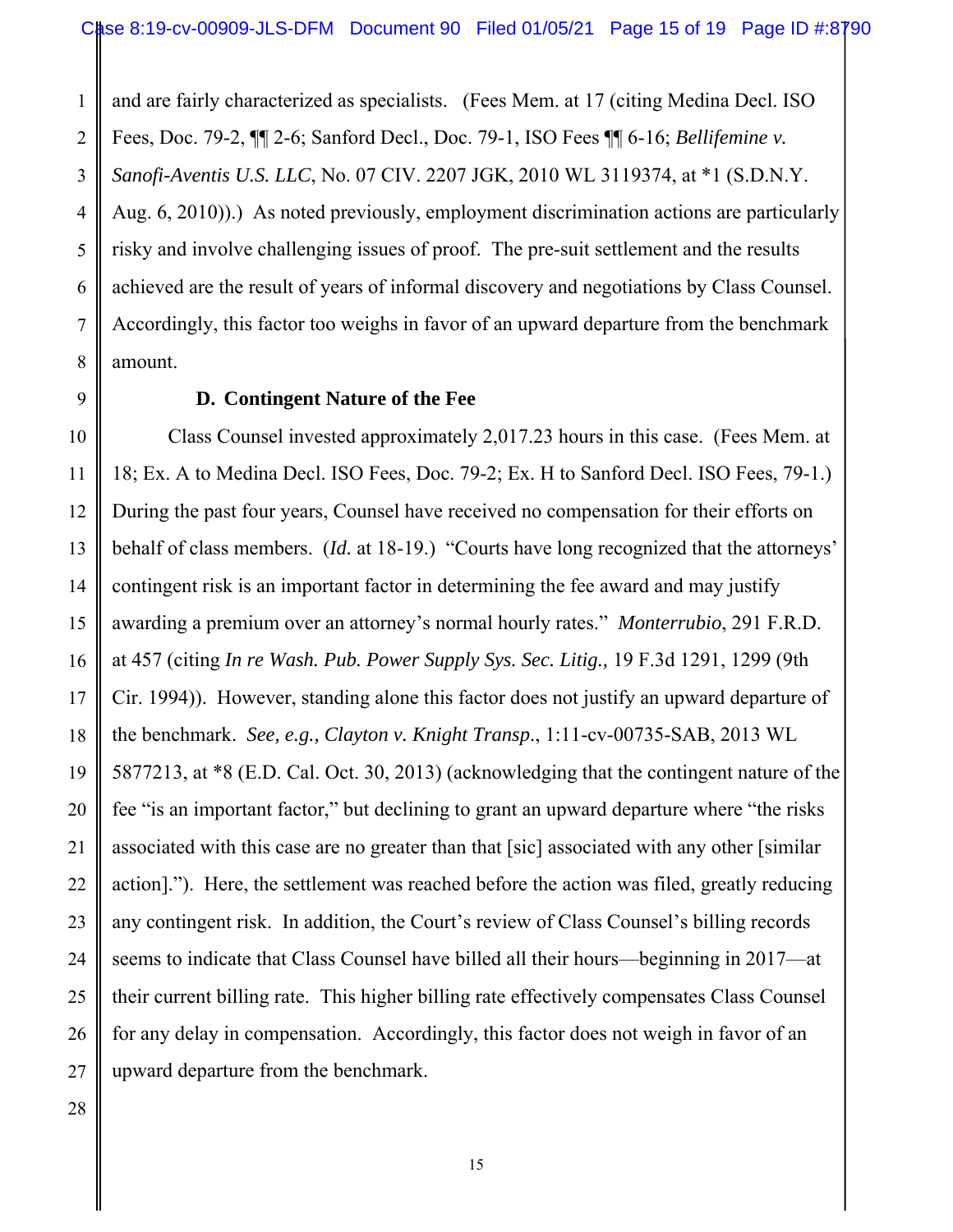and are fairly characterized as specialists. (Fees Mem. at 17 (citing Medina Decl. ISO Fees, Doc. 79-2, ¶¶ 2-6; Sanford Decl., Doc. 79-1, ISO Fees ¶¶ 6-16; *Bellifemine v. Sanofi-Aventis U.S. LLC*, No. 07 CIV. 2207 JGK, 2010 WL 3119374, at *1 (S.D.N.Y. Aug. 6, 2010)).) As noted previously, employment discrimination actions are particularly risky and involve challenging issues of proof. The pre-suit settlement and the results achieved are the result of years of informal discovery and negotiations by Class Counsel. Accordingly, this factor too weighs in favor of an upward departure from the benchmark amount.

**D. Contingent Nature of the Fee**

Class Counsel invested approximately 2,017.23 hours in this case. (Fees Mem. at 18; Ex. A to Medina Decl. ISO Fees, Doc. 79-2; Ex. H to Sanford Decl. ISO Fees, 79-1.) During the past four years, Counsel have received no compensation for their efforts on behalf of class members. (*Id.* at 18-19.) "Courts have long recognized that the attorneys' contingent risk is an important factor in determining the fee award and may justify awarding a premium over an attorney's normal hourly rates." *Monterrubio*, 291 F.R.D. at 457 (citing *In re Wash. Pub. Power Supply Sys. Sec. Litig.,* 19 F.3d 1291, 1299 (9th Cir. 1994)). However, standing alone this factor does not justify an upward departure of the benchmark. *See, e.g., Clayton v. Knight Transp.*, 1:11-cv-00735-SAB, 2013 WL 5877213, at *8 (E.D. Cal. Oct. 30, 2013) (acknowledging that the contingent nature of the fee "is an important factor," but declining to grant an upward departure where "the risks associated with this case are no greater than that [sic] associated with any other [similar action]."). Here, the settlement was reached before the action was filed, greatly reducing any contingent risk. In addition, the Court's review of Class Counsel's billing records seems to indicate that Class Counsel have billed all their hours—beginning in 2017—at their current billing rate. This higher billing rate effectively compensates Class Counsel for any delay in compensation. Accordingly, this factor does not weigh in favor of an upward departure from the benchmark.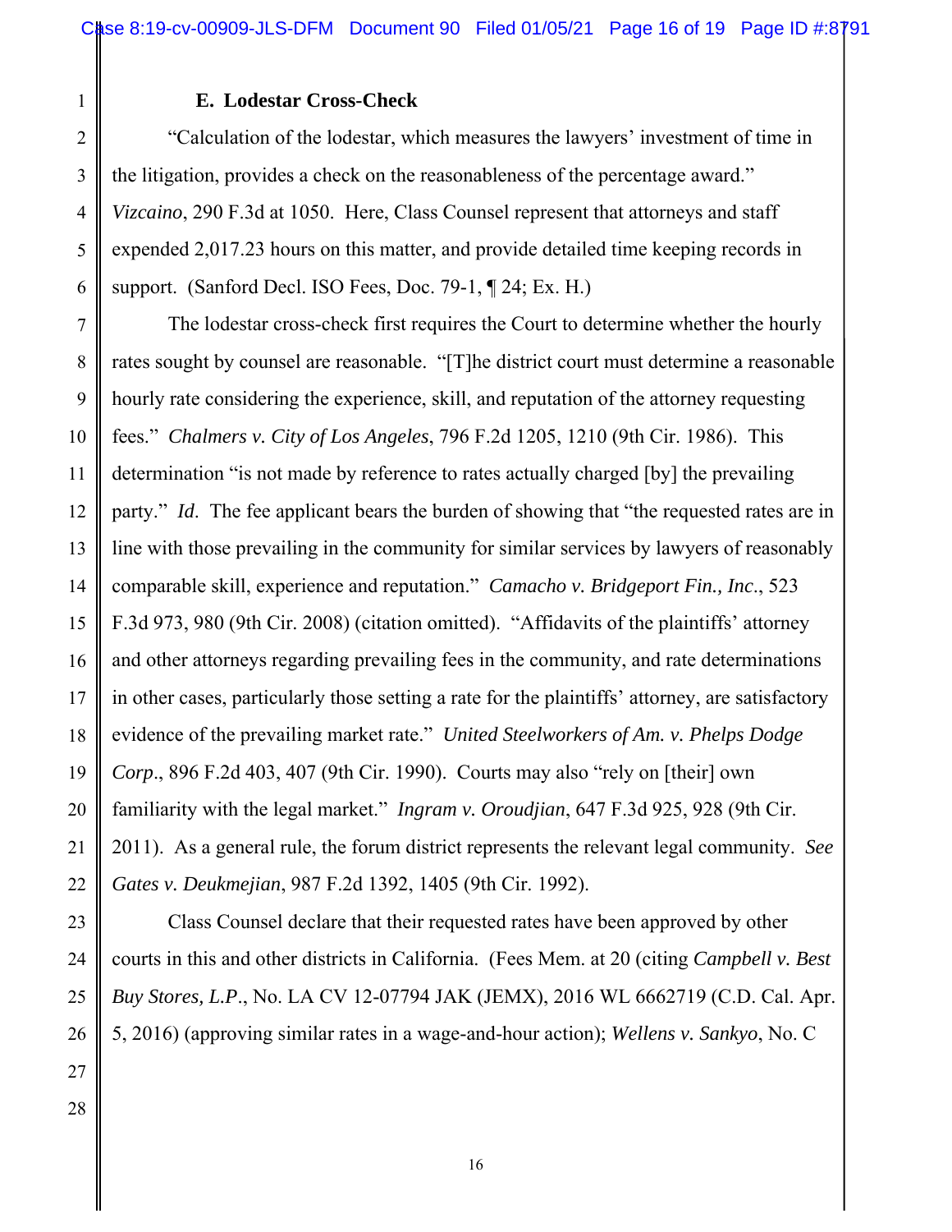### E. Lodestar Cross-Check

"Calculation of the lodestar, which measures the lawyers' investment of time in the litigation, provides a check on the reasonableness of the percentage award." *Vizcaino*, 290 F.3d at 1050. Here, Class Counsel represent that attorneys and staff expended 2,017.23 hours on this matter, and provide detailed time keeping records in support. (Sanford Decl. ISO Fees, Doc. 79-1, ¶ 24; Ex. H.)

The lodestar cross-check first requires the Court to determine whether the hourly rates sought by counsel are reasonable. "[T]he district court must determine a reasonable hourly rate considering the experience, skill, and reputation of the attorney requesting fees." *Chalmers v. City of Los Angeles*, 796 F.2d 1205, 1210 (9th Cir. 1986). This determination "is not made by reference to rates actually charged [by] the prevailing party." *Id*. The fee applicant bears the burden of showing that "the requested rates are in line with those prevailing in the community for similar services by lawyers of reasonably comparable skill, experience and reputation." *Camacho v. Bridgeport Fin., Inc*., 523 F.3d 973, 980 (9th Cir. 2008) (citation omitted). "Affidavits of the plaintiffs' attorney and other attorneys regarding prevailing fees in the community, and rate determinations in other cases, particularly those setting a rate for the plaintiffs' attorney, are satisfactory evidence of the prevailing market rate." *United Steelworkers of Am. v. Phelps Dodge Corp*., 896 F.2d 403, 407 (9th Cir. 1990). Courts may also "rely on [their] own familiarity with the legal market." *Ingram v. Oroudjian*, 647 F.3d 925, 928 (9th Cir. 2011). As a general rule, the forum district represents the relevant legal community. *See Gates v. Deukmejian*, 987 F.2d 1392, 1405 (9th Cir. 1992).

Class Counsel declare that their requested rates have been approved by other courts in this and other districts in California. (Fees Mem. at 20 (citing *Campbell v. Best Buy Stores, L.P*., No. LA CV 12-07794 JAK (JEMX), 2016 WL 6662719 (C.D. Cal. Apr. 5, 2016) (approving similar rates in a wage-and-hour action); *Wellens v. Sankyo*, No. C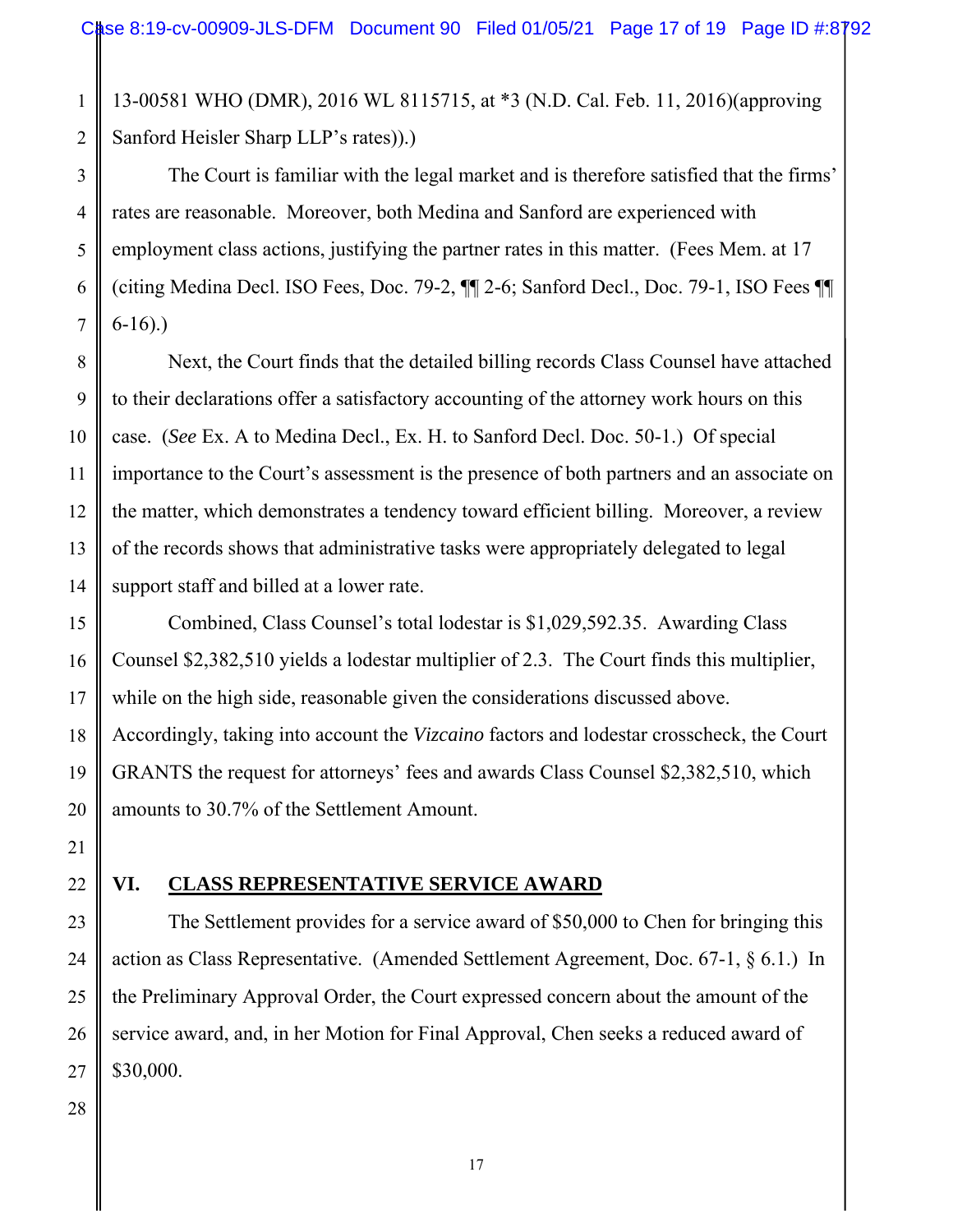13-00581 WHO (DMR), 2016 WL 8115715, at *3 (N.D. Cal. Feb. 11, 2016)(approving Sanford Heisler Sharp LLP's rates)).)

The Court is familiar with the legal market and is therefore satisfied that the firms' rates are reasonable. Moreover, both Medina and Sanford are experienced with employment class actions, justifying the partner rates in this matter. (Fees Mem. at 17 (citing Medina Decl. ISO Fees, Doc. 79-2, ¶¶ 2-6; Sanford Decl., Doc. 79-1, ISO Fees ¶¶ 6-16).)

Next, the Court finds that the detailed billing records Class Counsel have attached to their declarations offer a satisfactory accounting of the attorney work hours on this case. (*See* Ex. A to Medina Decl., Ex. H. to Sanford Decl. Doc. 50-1.) Of special importance to the Court's assessment is the presence of both partners and an associate on the matter, which demonstrates a tendency toward efficient billing. Moreover, a review of the records shows that administrative tasks were appropriately delegated to legal support staff and billed at a lower rate.

Combined, Class Counsel's total lodestar is $1,029,592.35. Awarding Class Counsel $2,382,510 yields a lodestar multiplier of 2.3. The Court finds this multiplier, while on the high side, reasonable given the considerations discussed above. Accordingly, taking into account the *Vizcaino* factors and lodestar crosscheck, the Court GRANTS the request for attorneys' fees and awards Class Counsel $2,382,510, which amounts to 30.7% of the Settlement Amount.

## VI. <u>CLASS REPRESENTATIVE SERVICE AWARD</u>

The Settlement provides for a service award of $50,000 to Chen for bringing this action as Class Representative. (Amended Settlement Agreement, Doc. 67-1, § 6.1.) In the Preliminary Approval Order, the Court expressed concern about the amount of the service award, and, in her Motion for Final Approval, Chen seeks a reduced award of $30,000.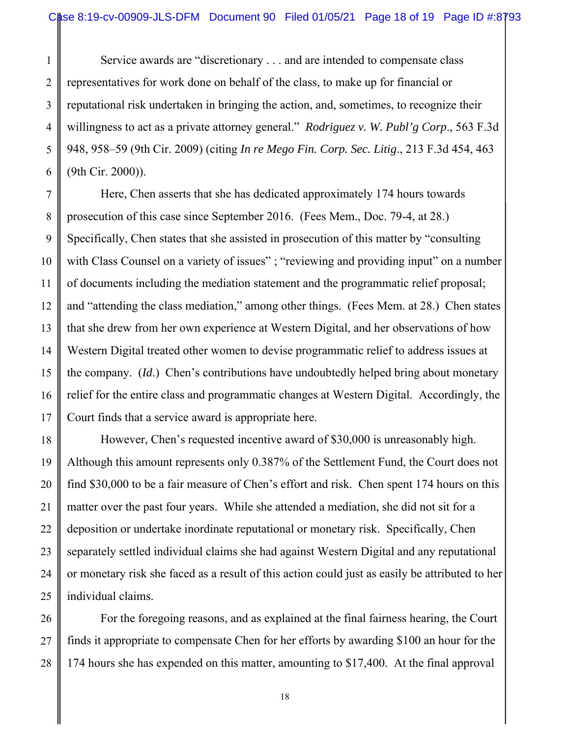Service awards are "discretionary . . . and are intended to compensate class representatives for work done on behalf of the class, to make up for financial or reputational risk undertaken in bringing the action, and, sometimes, to recognize their willingness to act as a private attorney general." *Rodriguez v. W. Publ'g Corp*., 563 F.3d 948, 958–59 (9th Cir. 2009) (citing *In re Mego Fin. Corp. Sec. Litig*., 213 F.3d 454, 463 (9th Cir. 2000)).

Here, Chen asserts that she has dedicated approximately 174 hours towards prosecution of this case since September 2016. (Fees Mem., Doc. 79-4, at 28.) Specifically, Chen states that she assisted in prosecution of this matter by "consulting with Class Counsel on a variety of issues" ; "reviewing and providing input" on a number of documents including the mediation statement and the programmatic relief proposal; and "attending the class mediation," among other things. (Fees Mem. at 28.) Chen states that she drew from her own experience at Western Digital, and her observations of how Western Digital treated other women to devise programmatic relief to address issues at the company. (*Id.*) Chen's contributions have undoubtedly helped bring about monetary relief for the entire class and programmatic changes at Western Digital. Accordingly, the Court finds that a service award is appropriate here.

However, Chen's requested incentive award of $30,000 is unreasonably high. Although this amount represents only 0.387% of the Settlement Fund, the Court does not find $30,000 to be a fair measure of Chen's effort and risk. Chen spent 174 hours on this matter over the past four years. While she attended a mediation, she did not sit for a deposition or undertake inordinate reputational or monetary risk. Specifically, Chen separately settled individual claims she had against Western Digital and any reputational or monetary risk she faced as a result of this action could just as easily be attributed to her individual claims.

For the foregoing reasons, and as explained at the final fairness hearing, the Court finds it appropriate to compensate Chen for her efforts by awarding $100 an hour for the 174 hours she has expended on this matter, amounting to $17,400. At the final approval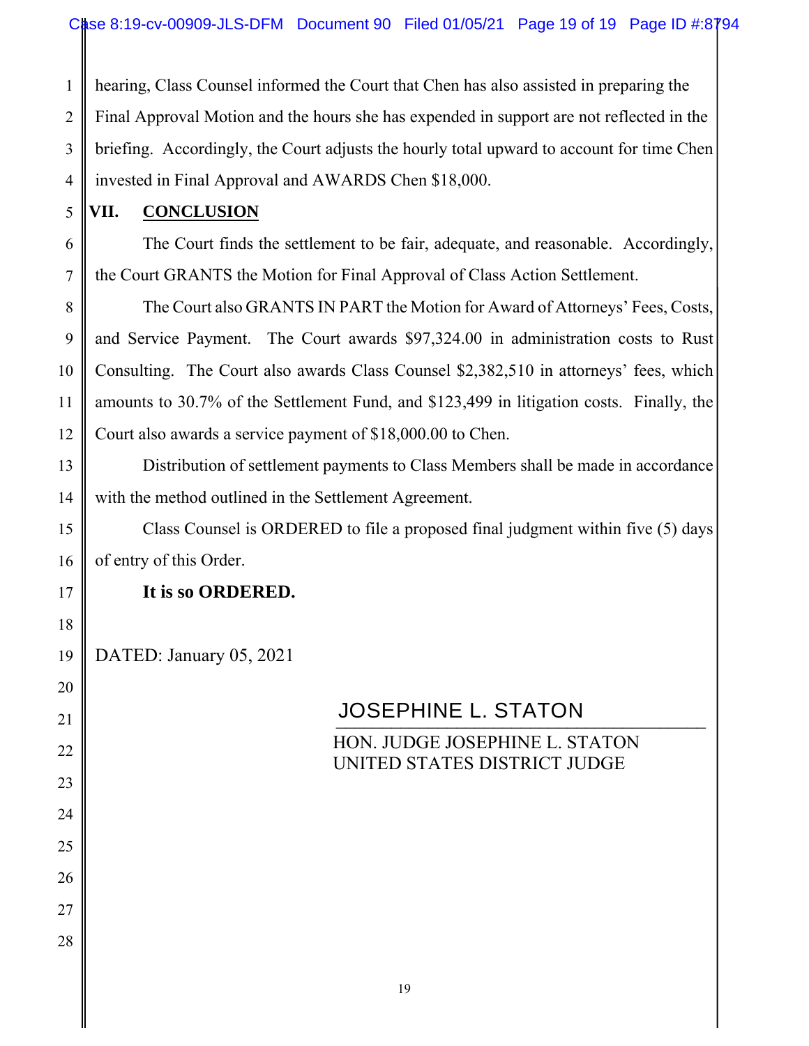hearing, Class Counsel informed the Court that Chen has also assisted in preparing the Final Approval Motion and the hours she has expended in support are not reflected in the briefing. Accordingly, the Court adjusts the hourly total upward to account for time Chen invested in Final Approval and AWARDS Chen $18,000.

## VII. CONCLUSION

The Court finds the settlement to be fair, adequate, and reasonable. Accordingly, the Court GRANTS the Motion for Final Approval of Class Action Settlement.

The Court also GRANTS IN PART the Motion for Award of Attorneys' Fees, Costs, and Service Payment. The Court awards $97,324.00 in administration costs to Rust Consulting. The Court also awards Class Counsel $2,382,510 in attorneys' fees, which amounts to 30.7% of the Settlement Fund, and $123,499 in litigation costs. Finally, the Court also awards a service payment of $18,000.00 to Chen.

Distribution of settlement payments to Class Members shall be made in accordance with the method outlined in the Settlement Agreement.

Class Counsel is ORDERED to file a proposed final judgment within five (5) days of entry of this Order.

**It is so ORDERED.**

DATED: January 05, 2021

JOSEPHINE L. STATON

HON. JUDGE JOSEPHINE L. STATON
UNITED STATES DISTRICT JUDGE